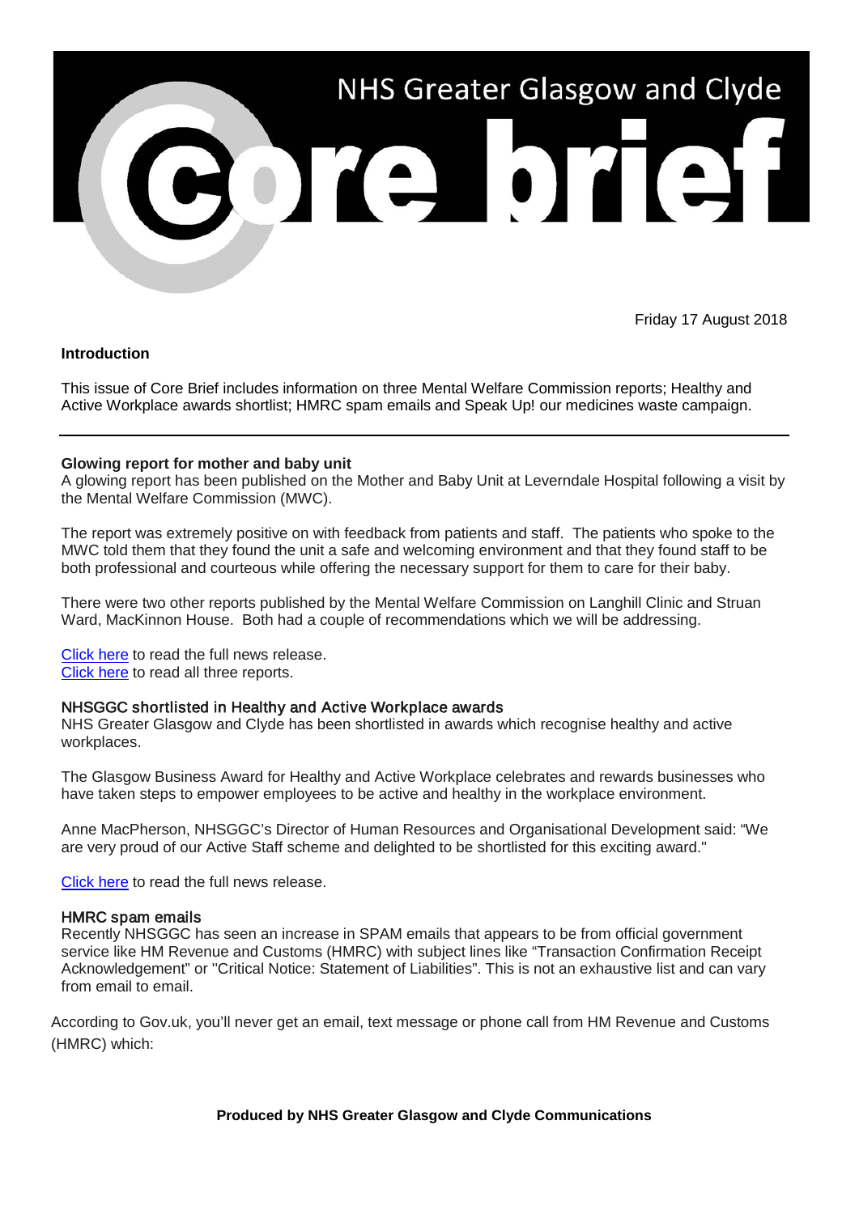# NHS Greater Glasgow and Clyde Core brief

Friday 17 August 2018

**Introduction**

This issue of Core Brief includes information on three Mental Welfare Commission reports; Healthy and Active Workplace awards shortlist; HMRC spam emails and Speak Up! our medicines waste campaign.

---

**Glowing report for mother and baby unit**

A glowing report has been published on the Mother and Baby Unit at Leverndale Hospital following a visit by the Mental Welfare Commission (MWC).

The report was extremely positive on with feedback from patients and staff. The patients who spoke to the MWC told them that they found the unit a safe and welcoming environment and that they found staff to be both professional and courteous while offering the necessary support for them to care for their baby.

There were two other reports published by the Mental Welfare Commission on Langhill Clinic and Struan Ward, MacKinnon House. Both had a couple of recommendations which we will be addressing.

Click here to read the full news release.
Click here to read all three reports.

**NHSGGC shortlisted in Healthy and Active Workplace awards**

NHS Greater Glasgow and Clyde has been shortlisted in awards which recognise healthy and active workplaces.

The Glasgow Business Award for Healthy and Active Workplace celebrates and rewards businesses who have taken steps to empower employees to be active and healthy in the workplace environment.

Anne MacPherson, NHSGGC's Director of Human Resources and Organisational Development said: "We are very proud of our Active Staff scheme and delighted to be shortlisted for this exciting award."

Click here to read the full news release.

**HMRC spam emails**

Recently NHSGGC has seen an increase in SPAM emails that appears to be from official government service like HM Revenue and Customs (HMRC) with subject lines like "Transaction Confirmation Receipt Acknowledgement" or "Critical Notice: Statement of Liabilities". This is not an exhaustive list and can vary from email to email.

According to Gov.uk, you'll never get an email, text message or phone call from HM Revenue and Customs (HMRC) which: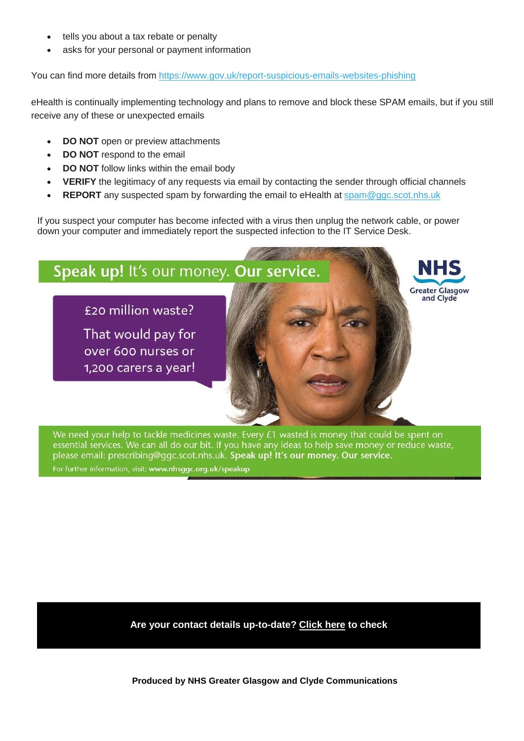- tells you about a tax rebate or penalty
- asks for your personal or payment information

You can find more details from https://www.gov.uk/report-suspicious-emails-websites-phishing

eHealth is continually implementing technology and plans to remove and block these SPAM emails, but if you still receive any of these or unexpected emails

- **DO NOT** open or preview attachments
- **DO NOT** respond to the email
- **DO NOT** follow links within the email body
- **VERIFY** the legitimacy of any requests via email by contacting the sender through official channels
- **REPORT** any suspected spam by forwarding the email to eHealth at spam@ggc.scot.nhs.uk

If you suspect your computer has become infected with a virus then unplug the network cable, or power down your computer and immediately report the suspected infection to the IT Service Desk.

**Speak up!** It's our money. **Our service.**

NHS Greater Glasgow and Clyde

£20 million waste?

That would pay for over 600 nurses or 1,200 carers a year!

We need your help to tackle medicines waste. Every £1 wasted is money that could be spent on essential services. We can all do our bit. If you have any ideas to help save money or reduce waste, please email: prescribing@ggc.scot.nhs.uk. **Speak up! It's our money. Our service.**

For further information, visit: **www.nhsggc.org.uk/speakup**

**Are your contact details up-to-date? Click here to check**

**Produced by NHS Greater Glasgow and Clyde Communications**